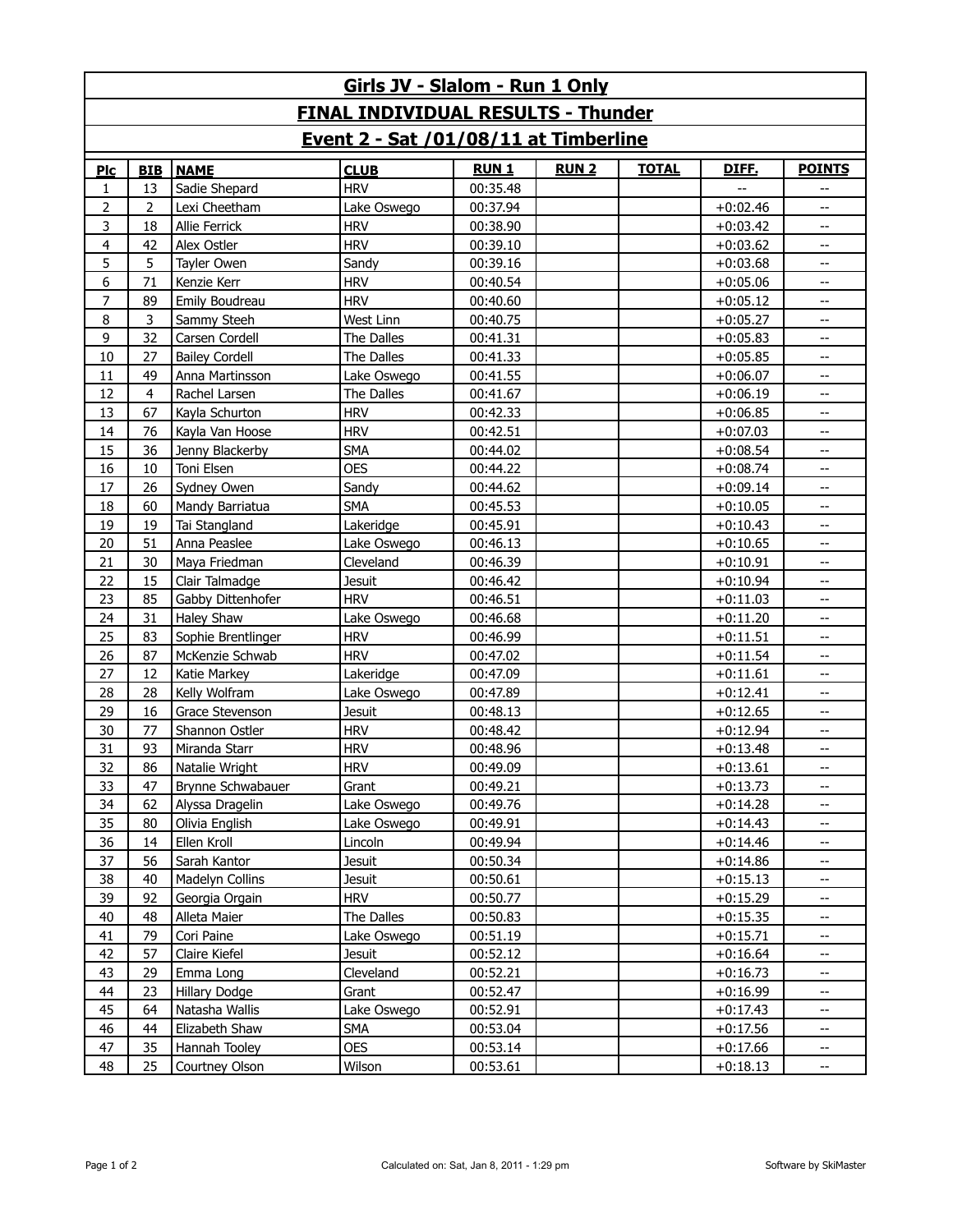# Girls JV - Slalom - Run 1 Only

## FINAL INDIVIDUAL RESULTS - Thunder

## Event 2 - Sat /01/08/11 at Timberline

| Plc | BIB | NAME | CLUB | RUN 1 | RUN 2 | TOTAL | DIFF. | POINTS |
|---|---|---|---|---|---|---|---|---|
| 1 | 13 | Sadie Shepard | HRV | 00:35.48 | | | -- | -- |
| 2 | 2 | Lexi Cheetham | Lake Oswego | 00:37.94 | | | +0:02.46 | -- |
| 3 | 18 | Allie Ferrick | HRV | 00:38.90 | | | +0:03.42 | -- |
| 4 | 42 | Alex Ostler | HRV | 00:39.10 | | | +0:03.62 | -- |
| 5 | 5 | Tayler Owen | Sandy | 00:39.16 | | | +0:03.68 | -- |
| 6 | 71 | Kenzie Kerr | HRV | 00:40.54 | | | +0:05.06 | -- |
| 7 | 89 | Emily Boudreau | HRV | 00:40.60 | | | +0:05.12 | -- |
| 8 | 3 | Sammy Steeh | West Linn | 00:40.75 | | | +0:05.27 | -- |
| 9 | 32 | Carsen Cordell | The Dalles | 00:41.31 | | | +0:05.83 | -- |
| 10 | 27 | Bailey Cordell | The Dalles | 00:41.33 | | | +0:05.85 | -- |
| 11 | 49 | Anna Martinsson | Lake Oswego | 00:41.55 | | | +0:06.07 | -- |
| 12 | 4 | Rachel Larsen | The Dalles | 00:41.67 | | | +0:06.19 | -- |
| 13 | 67 | Kayla Schurton | HRV | 00:42.33 | | | +0:06.85 | -- |
| 14 | 76 | Kayla Van Hoose | HRV | 00:42.51 | | | +0:07.03 | -- |
| 15 | 36 | Jenny Blackerby | SMA | 00:44.02 | | | +0:08.54 | -- |
| 16 | 10 | Toni Elsen | OES | 00:44.22 | | | +0:08.74 | -- |
| 17 | 26 | Sydney Owen | Sandy | 00:44.62 | | | +0:09.14 | -- |
| 18 | 60 | Mandy Barriatua | SMA | 00:45.53 | | | +0:10.05 | -- |
| 19 | 19 | Tai Stangland | Lakeridge | 00:45.91 | | | +0:10.43 | -- |
| 20 | 51 | Anna Peaslee | Lake Oswego | 00:46.13 | | | +0:10.65 | -- |
| 21 | 30 | Maya Friedman | Cleveland | 00:46.39 | | | +0:10.91 | -- |
| 22 | 15 | Clair Talmadge | Jesuit | 00:46.42 | | | +0:10.94 | -- |
| 23 | 85 | Gabby Dittenhofer | HRV | 00:46.51 | | | +0:11.03 | -- |
| 24 | 31 | Haley Shaw | Lake Oswego | 00:46.68 | | | +0:11.20 | -- |
| 25 | 83 | Sophie Brentlinger | HRV | 00:46.99 | | | +0:11.51 | -- |
| 26 | 87 | McKenzie Schwab | HRV | 00:47.02 | | | +0:11.54 | -- |
| 27 | 12 | Katie Markey | Lakeridge | 00:47.09 | | | +0:11.61 | -- |
| 28 | 28 | Kelly Wolfram | Lake Oswego | 00:47.89 | | | +0:12.41 | -- |
| 29 | 16 | Grace Stevenson | Jesuit | 00:48.13 | | | +0:12.65 | -- |
| 30 | 77 | Shannon Ostler | HRV | 00:48.42 | | | +0:12.94 | -- |
| 31 | 93 | Miranda Starr | HRV | 00:48.96 | | | +0:13.48 | -- |
| 32 | 86 | Natalie Wright | HRV | 00:49.09 | | | +0:13.61 | -- |
| 33 | 47 | Brynne Schwabauer | Grant | 00:49.21 | | | +0:13.73 | -- |
| 34 | 62 | Alyssa Dragelin | Lake Oswego | 00:49.76 | | | +0:14.28 | -- |
| 35 | 80 | Olivia English | Lake Oswego | 00:49.91 | | | +0:14.43 | -- |
| 36 | 14 | Ellen Kroll | Lincoln | 00:49.94 | | | +0:14.46 | -- |
| 37 | 56 | Sarah Kantor | Jesuit | 00:50.34 | | | +0:14.86 | -- |
| 38 | 40 | Madelyn Collins | Jesuit | 00:50.61 | | | +0:15.13 | -- |
| 39 | 92 | Georgia Orgain | HRV | 00:50.77 | | | +0:15.29 | -- |
| 40 | 48 | Alleta Maier | The Dalles | 00:50.83 | | | +0:15.35 | -- |
| 41 | 79 | Cori Paine | Lake Oswego | 00:51.19 | | | +0:15.71 | -- |
| 42 | 57 | Claire Kiefel | Jesuit | 00:52.12 | | | +0:16.64 | -- |
| 43 | 29 | Emma Long | Cleveland | 00:52.21 | | | +0:16.73 | -- |
| 44 | 23 | Hillary Dodge | Grant | 00:52.47 | | | +0:16.99 | -- |
| 45 | 64 | Natasha Wallis | Lake Oswego | 00:52.91 | | | +0:17.43 | -- |
| 46 | 44 | Elizabeth Shaw | SMA | 00:53.04 | | | +0:17.56 | -- |
| 47 | 35 | Hannah Tooley | OES | 00:53.14 | | | +0:17.66 | -- |
| 48 | 25 | Courtney Olson | Wilson | 00:53.61 | | | +0:18.13 | -- |

Calculated on: Sat, Jan 8, 2011 - 1:29 pm

Software by SkiMaster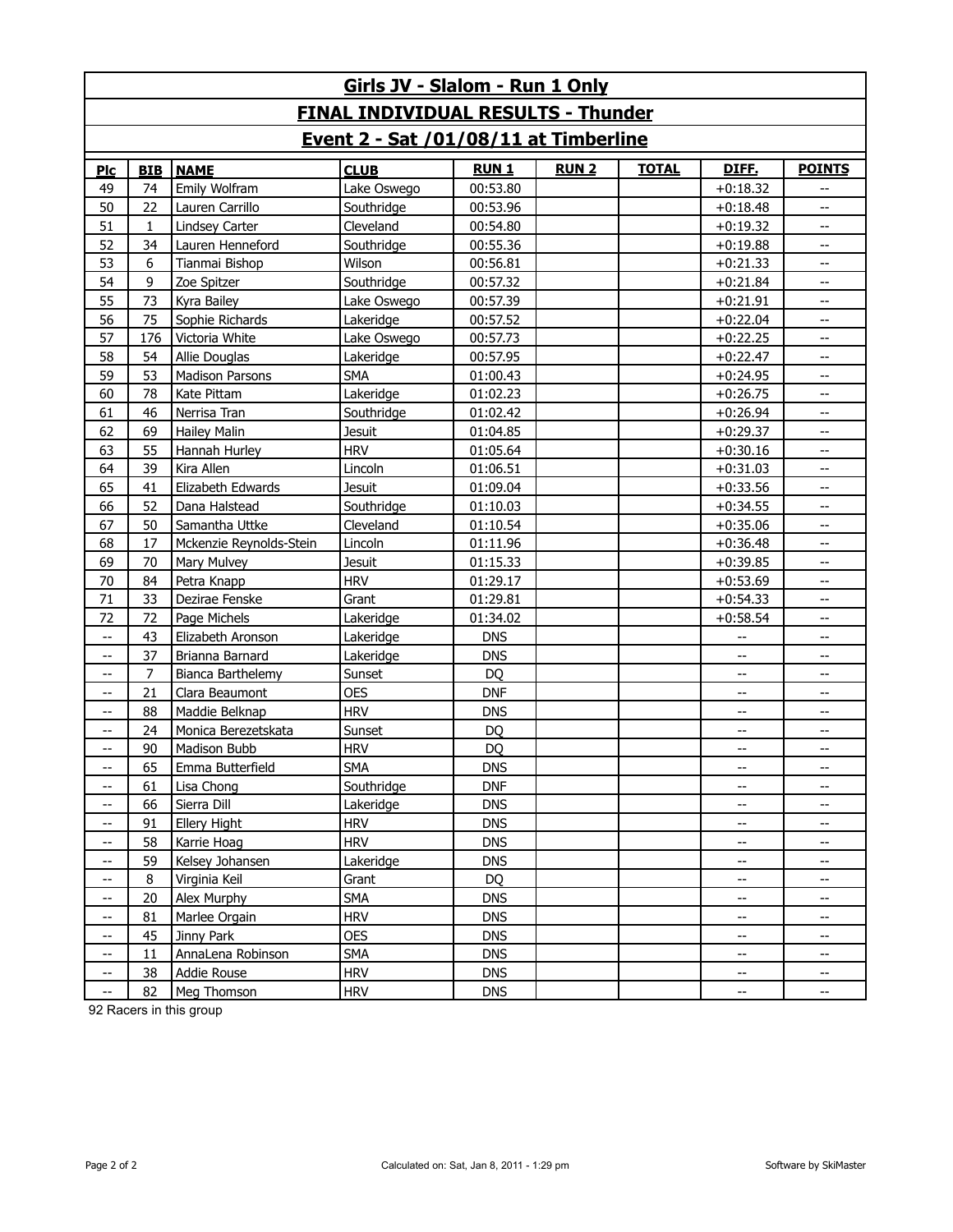# Girls JV - Slalom - Run 1 Only

## FINAL INDIVIDUAL RESULTS - Thunder

## Event 2 - Sat /01/08/11 at Timberline

| Plc | BIB | NAME | CLUB | RUN 1 | RUN 2 | TOTAL | DIFF. | POINTS |
|---|---|---|---|---|---|---|---|---|
| 49 | 74 | Emily Wolfram | Lake Oswego | 00:53.80 | | | +0:18.32 | -- |
| 50 | 22 | Lauren Carrillo | Southridge | 00:53.96 | | | +0:18.48 | -- |
| 51 | 1 | Lindsey Carter | Cleveland | 00:54.80 | | | +0:19.32 | -- |
| 52 | 34 | Lauren Henneford | Southridge | 00:55.36 | | | +0:19.88 | -- |
| 53 | 6 | Tianmai Bishop | Wilson | 00:56.81 | | | +0:21.33 | -- |
| 54 | 9 | Zoe Spitzer | Southridge | 00:57.32 | | | +0:21.84 | -- |
| 55 | 73 | Kyra Bailey | Lake Oswego | 00:57.39 | | | +0:21.91 | -- |
| 56 | 75 | Sophie Richards | Lakeridge | 00:57.52 | | | +0:22.04 | -- |
| 57 | 176 | Victoria White | Lake Oswego | 00:57.73 | | | +0:22.25 | -- |
| 58 | 54 | Allie Douglas | Lakeridge | 00:57.95 | | | +0:22.47 | -- |
| 59 | 53 | Madison Parsons | SMA | 01:00.43 | | | +0:24.95 | -- |
| 60 | 78 | Kate Pittam | Lakeridge | 01:02.23 | | | +0:26.75 | -- |
| 61 | 46 | Nerrisa Tran | Southridge | 01:02.42 | | | +0:26.94 | -- |
| 62 | 69 | Hailey Malin | Jesuit | 01:04.85 | | | +0:29.37 | -- |
| 63 | 55 | Hannah Hurley | HRV | 01:05.64 | | | +0:30.16 | -- |
| 64 | 39 | Kira Allen | Lincoln | 01:06.51 | | | +0:31.03 | -- |
| 65 | 41 | Elizabeth Edwards | Jesuit | 01:09.04 | | | +0:33.56 | -- |
| 66 | 52 | Dana Halstead | Southridge | 01:10.03 | | | +0:34.55 | -- |
| 67 | 50 | Samantha Uttke | Cleveland | 01:10.54 | | | +0:35.06 | -- |
| 68 | 17 | Mckenzie Reynolds-Stein | Lincoln | 01:11.96 | | | +0:36.48 | -- |
| 69 | 70 | Mary Mulvey | Jesuit | 01:15.33 | | | +0:39.85 | -- |
| 70 | 84 | Petra Knapp | HRV | 01:29.17 | | | +0:53.69 | -- |
| 71 | 33 | Dezirae Fenske | Grant | 01:29.81 | | | +0:54.33 | -- |
| 72 | 72 | Page Michels | Lakeridge | 01:34.02 | | | +0:58.54 | -- |
| -- | 43 | Elizabeth Aronson | Lakeridge | DNS | | | -- | -- |
| -- | 37 | Brianna Barnard | Lakeridge | DNS | | | -- | -- |
| -- | 7 | Bianca Barthelemy | Sunset | DQ | | | -- | -- |
| -- | 21 | Clara Beaumont | OES | DNF | | | -- | -- |
| -- | 88 | Maddie Belknap | HRV | DNS | | | -- | -- |
| -- | 24 | Monica Berezetskata | Sunset | DQ | | | -- | -- |
| -- | 90 | Madison Bubb | HRV | DQ | | | -- | -- |
| -- | 65 | Emma Butterfield | SMA | DNS | | | -- | -- |
| -- | 61 | Lisa Chong | Southridge | DNF | | | -- | -- |
| -- | 66 | Sierra Dill | Lakeridge | DNS | | | -- | -- |
| -- | 91 | Ellery Hight | HRV | DNS | | | -- | -- |
| -- | 58 | Karrie Hoag | HRV | DNS | | | -- | -- |
| -- | 59 | Kelsey Johansen | Lakeridge | DNS | | | -- | -- |
| -- | 8 | Virginia Keil | Grant | DQ | | | -- | -- |
| -- | 20 | Alex Murphy | SMA | DNS | | | -- | -- |
| -- | 81 | Marlee Orgain | HRV | DNS | | | -- | -- |
| -- | 45 | Jinny Park | OES | DNS | | | -- | -- |
| -- | 11 | AnnaLena Robinson | SMA | DNS | | | -- | -- |
| -- | 38 | Addie Rouse | HRV | DNS | | | -- | -- |
| -- | 82 | Meg Thomson | HRV | DNS | | | -- | -- |

92 Racers in this group

Calculated on: Sat, Jan 8, 2011 - 1:29 pm

Software by SkiMaster